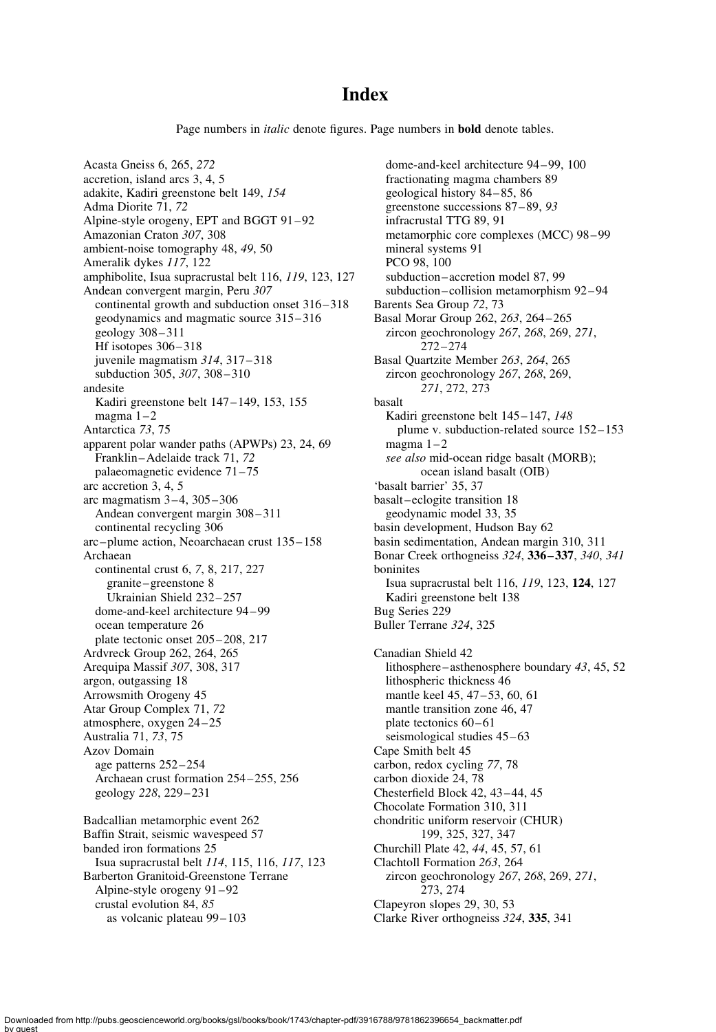# Index

Page numbers in *italic* denote figures. Page numbers in **bold** denote tables.

Acasta Gneiss 6, 265, *272*
accretion, island arcs 3, 4, 5
adakite, Kadiri greenstone belt 149, *154*
Adma Diorite 71, *72*
Alpine-style orogeny, EPT and BGGT 91–92
Amazonian Craton *307*, 308
ambient-noise tomography 48, *49*, 50
Ameralik dykes *117*, 122
amphibolite, Isua supracrustal belt 116, *119*, 123, 127
Andean convergent margin, Peru *307*
  continental growth and subduction onset 316–318
  geodynamics and magmatic source 315–316
  geology 308–311
  Hf isotopes 306–318
  juvenile magmatism *314*, 317–318
  subduction 305, *307*, 308–310
andesite
  Kadiri greenstone belt 147–149, 153, 155
  magma 1–2
Antarctica *73*, 75
apparent polar wander paths (APWPs) 23, 24, 69
  Franklin–Adelaide track 71, *72*
  palaeomagnetic evidence 71–75
arc accretion 3, 4, 5
arc magmatism 3–4, 305–306
  Andean convergent margin 308–311
  continental recycling 306
arc–plume action, Neoarchaean crust 135–158
Archaean
  continental crust 6, *7*, 8, 217, 227
    granite–greenstone 8
    Ukrainian Shield 232–257
  dome-and-keel architecture 94–99
  ocean temperature 26
  plate tectonic onset 205–208, 217
Ardvreck Group 262, 264, 265
Arequipa Massif *307*, 308, 317
argon, outgassing 18
Arrowsmith Orogeny 45
Atar Group Complex 71, *72*
atmosphere, oxygen 24–25
Australia 71, *73*, 75
Azov Domain
  age patterns 252–254
  Archaean crust formation 254–255, 256
  geology *228*, 229–231

Badcallian metamorphic event 262
Baffin Strait, seismic wavespeed 57
banded iron formations 25
  Isua supracrustal belt *114*, 115, 116, *117*, 123
Barberton Granitoid-Greenstone Terrane
  Alpine-style orogeny 91–92
  crustal evolution 84, *85*
    as volcanic plateau 99–103
  dome-and-keel architecture 94–99, 100
  fractionating magma chambers 89
  geological history 84–85, 86
  greenstone successions 87–89, *93*
  infracrustal TTG 89, 91
  metamorphic core complexes (MCC) 98–99
  mineral systems 91
  PCO 98, 100
  subduction–accretion model 87, 99
  subduction–collision metamorphism 92–94
Barents Sea Group *72*, 73
Basal Morar Group 262, *263*, 264–265
  zircon geochronology *267*, *268*, 269, *271*, 272–274
Basal Quartzite Member *263*, *264*, 265
  zircon geochronology *267*, *268*, 269, *271*, 272, 273
basalt
  Kadiri greenstone belt 145–147, *148*
    plume v. subduction-related source 152–153
  magma 1–2
  *see also* mid-ocean ridge basalt (MORB); ocean island basalt (OIB)
'basalt barrier' 35, 37
basalt–eclogite transition 18
  geodynamic model 33, 35
basin development, Hudson Bay 62
basin sedimentation, Andean margin 310, 311
Bonar Creek orthogneiss *324*, **336–337**, *340*, *341*
boninites
  Isua supracrustal belt 116, *119*, 123, **124**, 127
  Kadiri greenstone belt 138
Bug Series 229
Buller Terrane *324*, 325

Canadian Shield 42
  lithosphere–asthenosphere boundary *43*, 45, 52
  lithospheric thickness 46
  mantle keel 45, 47–53, 60, 61
  mantle transition zone 46, 47
  plate tectonics 60–61
  seismological studies 45–63
Cape Smith belt 45
carbon, redox cycling *77*, 78
carbon dioxide 24, 78
Chesterfield Block 42, 43–44, 45
Chocolate Formation 310, 311
chondritic uniform reservoir (CHUR) 199, 325, 327, 347
Churchill Plate 42, *44*, 45, 57, 61
Clachtoll Formation *263*, 264
  zircon geochronology *267*, *268*, 269, *271*, 273, 274
Clapeyron slopes 29, 30, 53
Clarke River orthogneiss *324*, **335**, 341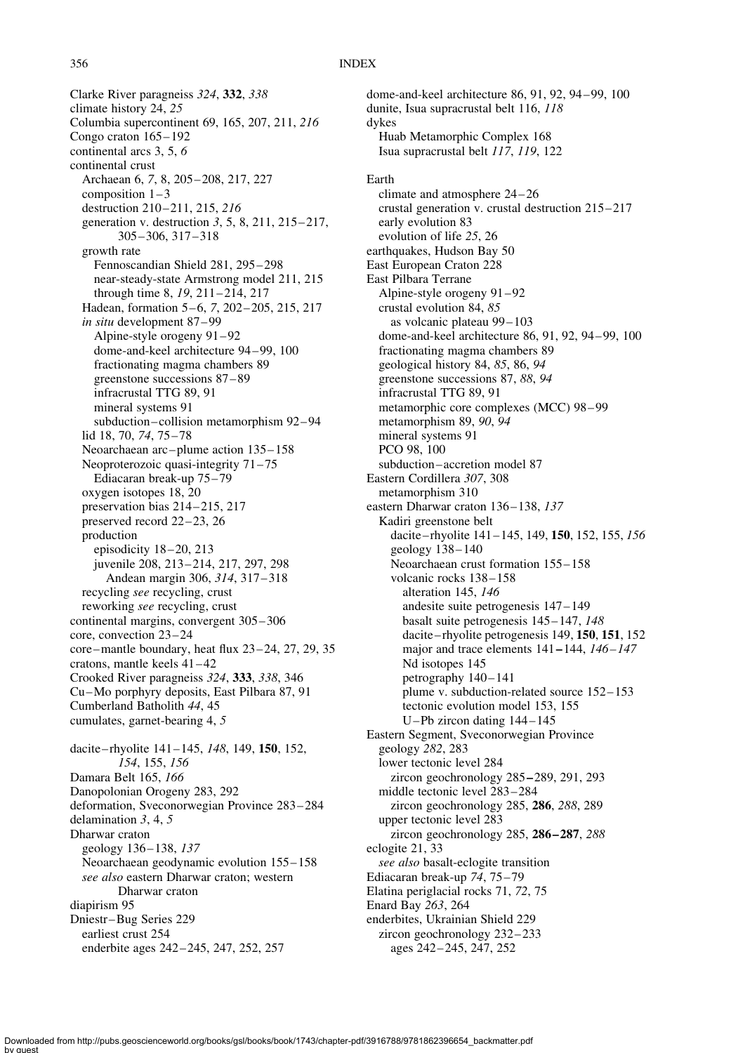Clarke River paragneiss *324*, **332**, *338*
climate history 24, *25*
Columbia supercontinent 69, 165, 207, 211, *216*
Congo craton 165–192
continental arcs 3, 5, *6*
continental crust
  Archaean 6, *7*, 8, 205–208, 217, 227
  composition 1–3
  destruction 210–211, 215, *216*
  generation v. destruction *3*, 5, 8, 211, 215–217, 305–306, 317–318
  growth rate
    Fennoscandian Shield 281, 295–298
    near-steady-state Armstrong model 211, 215
    through time 8, *19*, 211–214, 217
  Hadean, formation 5–6, *7*, 202–205, 215, 217
  *in situ* development 87–99
    Alpine-style orogeny 91–92
    dome-and-keel architecture 94–99, 100
    fractionating magma chambers 89
    greenstone successions 87–89
    infracrustal TTG 89, 91
    mineral systems 91
    subduction–collision metamorphism 92–94
  lid 18, 70, *74*, 75–78
  Neoarchaean arc–plume action 135–158
  Neoproterozoic quasi-integrity 71–75
    Ediacaran break-up 75–79
  oxygen isotopes 18, 20
  preservation bias 214–215, 217
  preserved record 22–23, 26
  production
    episodicity 18–20, 213
    juvenile 208, 213–214, 217, 297, 298
      Andean margin 306, *314*, 317–318
  recycling *see* recycling, crust
  reworking *see* recycling, crust
continental margins, convergent 305–306
core, convection 23–24
core–mantle boundary, heat flux 23–24, 27, 29, 35
cratons, mantle keels 41–42
Crooked River paragneiss *324*, **333**, *338*, 346
Cu–Mo porphyry deposits, East Pilbara 87, 91
Cumberland Batholith *44*, 45
cumulates, garnet-bearing 4, *5*

dacite–rhyolite 141–145, *148*, 149, **150**, 152, *154*, 155, *156*
Damara Belt 165, *166*
Danopolonian Orogeny 283, 292
deformation, Sveconorwegian Province 283–284
delamination *3*, 4, *5*
Dharwar craton
  geology 136–138, *137*
  Neoarchaean geodynamic evolution 155–158
  *see also* eastern Dharwar craton; western Dharwar craton
diapirism 95
Dniestr–Bug Series 229
  earliest crust 254
  enderbite ages 242–245, 247, 252, 257

dome-and-keel architecture 86, 91, 92, 94–99, 100
dunite, Isua supracrustal belt 116, *118*
dykes
  Huab Metamorphic Complex 168
  Isua supracrustal belt *117*, *119*, 122

Earth
  climate and atmosphere 24–26
  crustal generation v. crustal destruction 215–217
  early evolution 83
  evolution of life *25*, 26
earthquakes, Hudson Bay 50
East European Craton 228
East Pilbara Terrane
  Alpine-style orogeny 91–92
  crustal evolution 84, *85*
    as volcanic plateau 99–103
  dome-and-keel architecture 86, 91, 92, 94–99, 100
  fractionating magma chambers 89
  geological history 84, *85*, 86, *94*
  greenstone successions 87, *88*, *94*
  infracrustal TTG 89, 91
  metamorphic core complexes (MCC) 98–99
  metamorphism 89, *90*, *94*
  mineral systems 91
  PCO 98, 100
  subduction–accretion model 87
Eastern Cordillera *307*, 308
  metamorphism 310
eastern Dharwar craton 136–138, *137*
  Kadiri greenstone belt
    dacite–rhyolite 141–145, 149, **150**, 152, 155, *156*
    geology 138–140
    Neoarchaean crust formation 155–158
    volcanic rocks 138–158
      alteration 145, *146*
      andesite suite petrogenesis 147–149
      basalt suite petrogenesis 145–147, *148*
      dacite–rhyolite petrogenesis 149, **150**, **151**, 152
      major and trace elements 141–144, *146*–*147*
      Nd isotopes 145
      petrography 140–141
      plume v. subduction-related source 152–153
      tectonic evolution model 153, 155
      U–Pb zircon dating 144–145
Eastern Segment, Sveconorwegian Province
  geology *282*, 283
  lower tectonic level 284
    zircon geochronology 285–289, 291, 293
  middle tectonic level 283–284
    zircon geochronology 285, **286**, *288*, 289
  upper tectonic level 283
    zircon geochronology 285, **286–287**, *288*
eclogite 21, 33
  *see also* basalt-eclogite transition
Ediacaran break-up *74*, 75–79
Elatina periglacial rocks 71, *72*, 75
Enard Bay *263*, 264
enderbites, Ukrainian Shield 229
  zircon geochronology 232–233
    ages 242–245, 247, 252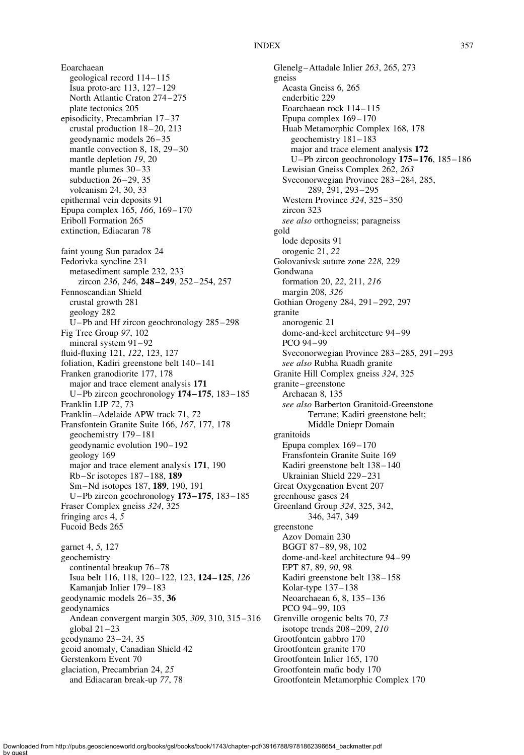Eoarchaean
  geological record 114–115
  Isua proto-arc 113, 127–129
  North Atlantic Craton 274–275
  plate tectonics 205
episodicity, Precambrian 17–37
  crustal production 18–20, 213
  geodynamic models 26–35
  mantle convection 8, 18, 29–30
  mantle depletion *19*, 20
  mantle plumes 30–33
  subduction 26–29, 35
  volcanism 24, 30, 33
epithermal vein deposits 91
Epupa complex 165, *166*, 169–170
Eriboll Formation 265
extinction, Ediacaran 78

faint young Sun paradox 24
Fedorivka syncline 231
  metasediment sample 232, 233
    zircon *236*, *246*, **248–249**, 252–254, 257
Fennoscandian Shield
  crustal growth 281
  geology 282
  U–Pb and Hf zircon geochronology 285–298
Fig Tree Group *97*, 102
  mineral system 91–92
fluid-fluxing 121, *122*, 123, 127
foliation, Kadiri greenstone belt 140–141
Franken granodiorite 177, 178
  major and trace element analysis **171**
  U–Pb zircon geochronology **174–175**, 183–185
Franklin LIP *72*, 73
Franklin–Adelaide APW track 71, *72*
Fransfontein Granite Suite 166, *167*, 177, 178
  geochemistry 179–181
  geodynamic evolution 190–192
  geology 169
  major and trace element analysis **171**, 190
  Rb–Sr isotopes 187–188, **189**
  Sm–Nd isotopes 187, **189**, 190, 191
  U–Pb zircon geochronology **173–175**, 183–185
Fraser Complex gneiss *324*, 325
fringing arcs 4, *5*
Fucoid Beds 265

garnet 4, *5*, 127
geochemistry
  continental breakup 76–78
  Isua belt 116, 118, 120–122, 123, **124–125**, *126*
  Kamanjab Inlier 179–183
geodynamic models 26–35, **36**
geodynamics
  Andean convergent margin 305, *309*, 310, 315–316
  global 21–23
geodynamo 23–24, 35
geoid anomaly, Canadian Shield 42
Gerstenkorn Event 70
glaciation, Precambrian 24, *25*
  and Ediacaran break-up *77*, 78

Glenelg–Attadale Inlier *263*, 265, 273
gneiss
  Acasta Gneiss 6, 265
  enderbitic 229
  Eoarchaean rock 114–115
  Epupa complex 169–170
  Huab Metamorphic Complex 168, 178
    geochemistry 181–183
    major and trace element analysis **172**
    U–Pb zircon geochronology **175–176**, 185–186
  Lewisian Gneiss Complex 262, *263*
  Sveconorwegian Province 283–284, 285, 289, 291, 293–295
  Western Province *324*, 325–350
  zircon 323
  *see also* orthogneiss; paragneiss
gold
  lode deposits 91
  orogenic 21, *22*
Golovanivsk suture zone *228*, 229
Gondwana
  formation 20, *22*, 211, *216*
  margin 208, *326*
Gothian Orogeny 284, 291–292, 297
granite
  anorogenic 21
  dome-and-keel architecture 94–99
  PCO 94–99
  Sveconorwegian Province 283–285, 291–293
  *see also* Rubha Ruadh granite
Granite Hill Complex gneiss *324*, 325
granite–greenstone
  Archaean 8, 135
  *see also* Barberton Granitoid-Greenstone Terrane; Kadiri greenstone belt; Middle Dniepr Domain
granitoids
  Epupa complex 169–170
  Fransfontein Granite Suite 169
  Kadiri greenstone belt 138–140
  Ukrainian Shield 229–231
Great Oxygenation Event 207
greenhouse gases 24
Greenland Group *324*, 325, 342, 346, 347, 349
greenstone
  Azov Domain 230
  BGGT 87–89, 98, 102
  dome-and-keel architecture 94–99
  EPT 87, 89, *90*, 98
  Kadiri greenstone belt 138–158
  Kolar-type 137–138
  Neoarchaean 6, 8, 135–136
  PCO 94–99, 103
Grenville orogenic belts 70, *73*
  isotope trends 208–209, *210*
Grootfontein gabbro 170
Grootfontein granite 170
Grootfontein Inlier 165, 170
Grootfontein mafic body 170
Grootfontein Metamorphic Complex 170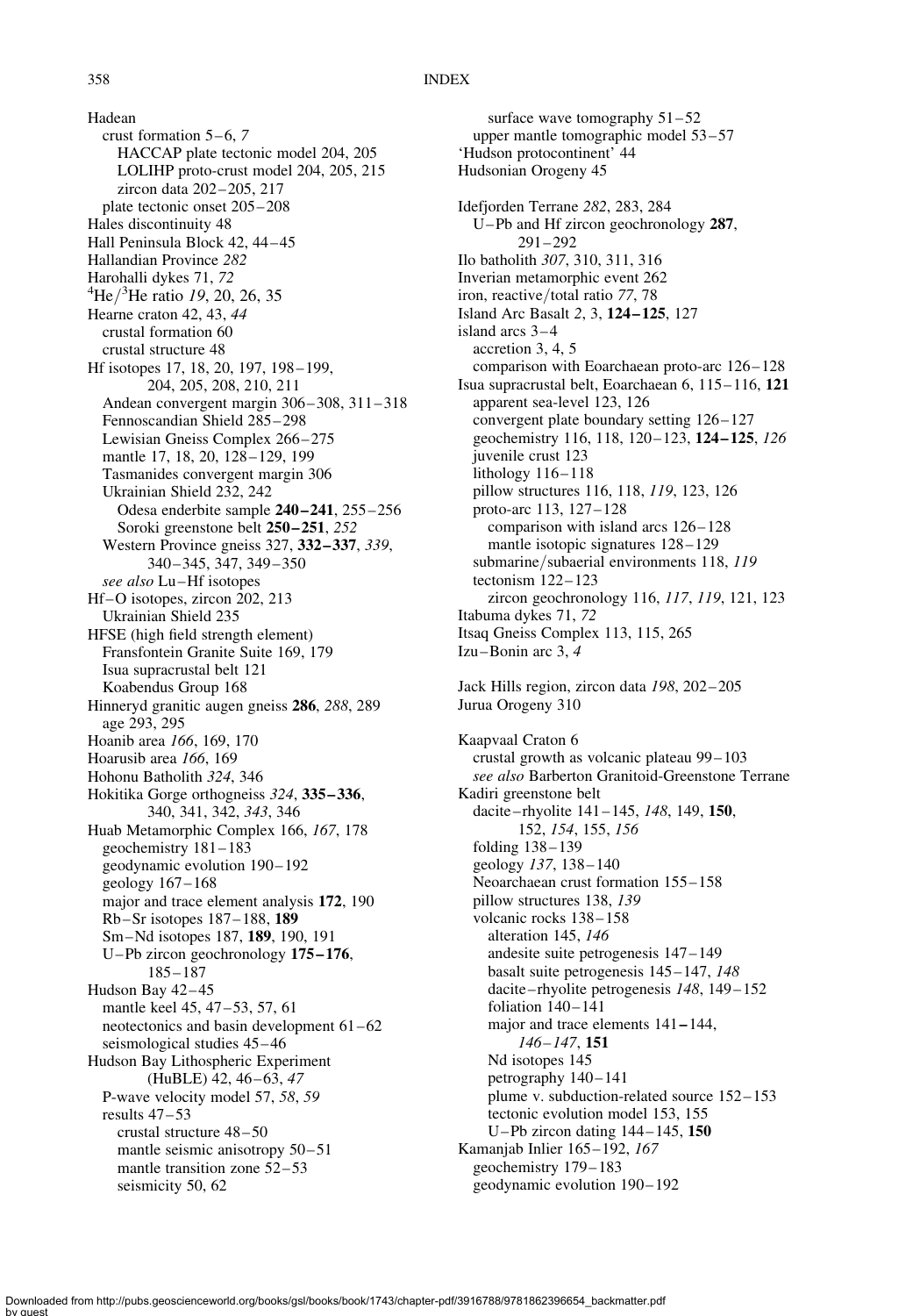Hadean
  crust formation 5–6, *7*
    HACCAP plate tectonic model 204, 205
    LOLIHP proto-crust model 204, 205, 215
    zircon data 202–205, 217
  plate tectonic onset 205–208
Hales discontinuity 48
Hall Peninsula Block 42, 44–45
Hallandian Province *282*
Harohalli dykes 71, *72*
$^4He/^3He$ ratio *19*, 20, 26, 35
Hearne craton 42, 43, *44*
  crustal formation 60
  crustal structure 48
Hf isotopes 17, 18, 20, 197, 198–199, 204, 205, 208, 210, 211
  Andean convergent margin 306–308, 311–318
  Fennoscandian Shield 285–298
  Lewisian Gneiss Complex 266–275
  mantle 17, 18, 20, 128–129, 199
  Tasmanides convergent margin 306
  Ukrainian Shield 232, 242
    Odesa enderbite sample **240–241**, 255–256
    Soroki greenstone belt **250–251**, *252*
  Western Province gneiss 327, **332–337**, *339*, 340–345, 347, 349–350
  *see also* Lu–Hf isotopes
Hf–O isotopes, zircon 202, 213
  Ukrainian Shield 235
HFSE (high field strength element)
  Fransfontein Granite Suite 169, 179
  Isua supracrustal belt 121
  Koabendus Group 168
Hinneryd granitic augen gneiss **286**, *288*, 289
  age 293, 295
Hoanib area *166*, 169, 170
Hoarusib area *166*, 169
Hohonu Batholith *324*, 346
Hokitika Gorge orthogneiss *324*, **335–336**, 340, 341, 342, *343*, 346
Huab Metamorphic Complex 166, *167*, 178
  geochemistry 181–183
  geodynamic evolution 190–192
  geology 167–168
  major and trace element analysis **172**, 190
  Rb–Sr isotopes 187–188, **189**
  Sm–Nd isotopes 187, **189**, 190, 191
  U–Pb zircon geochronology **175–176**, 185–187
Hudson Bay 42–45
  mantle keel 45, 47–53, 57, 61
  neotectonics and basin development 61–62
  seismological studies 45–46
Hudson Bay Lithospheric Experiment (HuBLE) 42, 46–63, *47*
  P-wave velocity model 57, *58*, *59*
  results 47–53
    crustal structure 48–50
    mantle seismic anisotropy 50–51
    mantle transition zone 52–53
    seismicity 50, 62
    surface wave tomography 51–52
  upper mantle tomographic model 53–57
'Hudson protocontinent' 44
Hudsonian Orogeny 45

Idefjorden Terrane *282*, 283, 284
  U–Pb and Hf zircon geochronology **287**, 291–292
Ilo batholith *307*, 310, 311, 316
Inverian metamorphic event 262
iron, reactive/total ratio *77*, 78
Island Arc Basalt *2*, 3, **124–125**, 127
island arcs 3–4
  accretion 3, 4, 5
  comparison with Eoarchaean proto-arc 126–128
Isua supracrustal belt, Eoarchaean 6, 115–116, **121**
  apparent sea-level 123, 126
  convergent plate boundary setting 126–127
  geochemistry 116, 118, 120–123, **124–125**, *126*
  juvenile crust 123
  lithology 116–118
  pillow structures 116, 118, *119*, 123, 126
  proto-arc 113, 127–128
    comparison with island arcs 126–128
    mantle isotopic signatures 128–129
  submarine/subaerial environments 118, *119*
  tectonism 122–123
    zircon geochronology 116, *117*, *119*, 121, 123
Itabuma dykes 71, *72*
Itsaq Gneiss Complex 113, 115, 265
Izu–Bonin arc 3, *4*

Jack Hills region, zircon data *198*, 202–205
Jurua Orogeny 310

Kaapvaal Craton 6
  crustal growth as volcanic plateau 99–103
  *see also* Barberton Granitoid-Greenstone Terrane
Kadiri greenstone belt
  dacite–rhyolite 141–145, *148*, 149, **150**, 152, *154*, 155, *156*
  folding 138–139
  geology *137*, 138–140
  Neoarchaean crust formation 155–158
  pillow structures 138, *139*
  volcanic rocks 138–158
    alteration 145, *146*
    andesite suite petrogenesis 147–149
    basalt suite petrogenesis 145–147, *148*
    dacite–rhyolite petrogenesis *148*, 149–152
    foliation 140–141
    major and trace elements 141–144, *146–147*, **151**
    Nd isotopes 145
    petrography 140–141
    plume v. subduction-related source 152–153
    tectonic evolution model 153, 155
    U–Pb zircon dating 144–145, **150**
Kamanjab Inlier 165–192, *167*
  geochemistry 179–183
  geodynamic evolution 190–192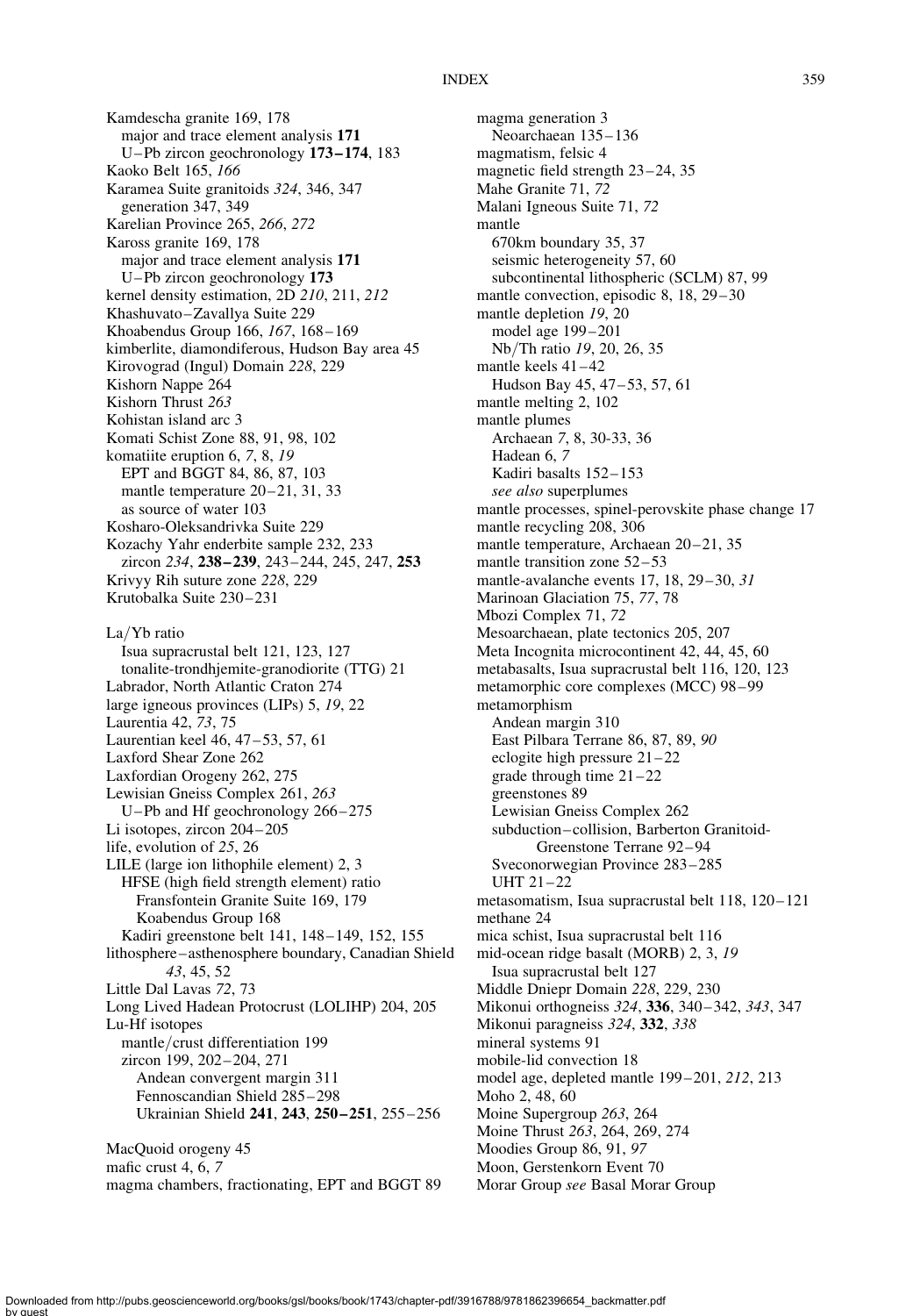Kamdescha granite 169, 178
  major and trace element analysis **171**
  U–Pb zircon geochronology **173–174**, 183
Kaoko Belt 165, *166*
Karamea Suite granitoids *324*, 346, 347
  generation 347, 349
Karelian Province 265, *266*, *272*
Kaross granite 169, 178
  major and trace element analysis **171**
  U–Pb zircon geochronology **173**
kernel density estimation, 2D *210*, 211, *212*
Khashuvato–Zavallya Suite 229
Khoabendus Group 166, *167*, 168–169
kimberlite, diamondiferous, Hudson Bay area 45
Kirovograd (Ingul) Domain *228*, 229
Kishorn Nappe 264
Kishorn Thrust *263*
Kohistan island arc 3
Komati Schist Zone 88, 91, 98, 102
komatiite eruption 6, *7*, 8, *19*
  EPT and BGGT 84, 86, 87, 103
  mantle temperature 20–21, 31, 33
  as source of water 103
Kosharo-Oleksandrivka Suite 229
Kozachy Yahr enderbite sample 232, 233
  zircon *234*, **238–239**, 243–244, 245, 247, **253**
Krivyy Rih suture zone *228*, 229
Krutobalka Suite 230–231

La/Yb ratio
  Isua supracrustal belt 121, 123, 127
  tonalite-trondhjemite-granodiorite (TTG) 21
Labrador, North Atlantic Craton 274
large igneous provinces (LIPs) 5, *19*, 22
Laurentia 42, *73*, 75
Laurentian keel 46, 47–53, 57, 61
Laxford Shear Zone 262
Laxfordian Orogeny 262, 275
Lewisian Gneiss Complex 261, *263*
  U–Pb and Hf geochronology 266–275
Li isotopes, zircon 204–205
life, evolution of *25*, 26
LILE (large ion lithophile element) 2, 3
  HFSE (high field strength element) ratio
    Fransfontein Granite Suite 169, 179
    Koabendus Group 168
  Kadiri greenstone belt 141, 148–149, 152, 155
lithosphere–asthenosphere boundary, Canadian Shield *43*, 45, 52
Little Dal Lavas *72*, 73
Long Lived Hadean Protocrust (LOLIHP) 204, 205
Lu-Hf isotopes
  mantle/crust differentiation 199
  zircon 199, 202–204, 271
    Andean convergent margin 311
    Fennoscandian Shield 285–298
    Ukrainian Shield **241**, **243**, **250–251**, 255–256

MacQuoid orogeny 45
mafic crust 4, 6, *7*
magma chambers, fractionating, EPT and BGGT 89
magma generation 3
  Neoarchaean 135–136
magmatism, felsic 4
magnetic field strength 23–24, 35
Mahe Granite 71, *72*
Malani Igneous Suite 71, *72*
mantle
  670km boundary 35, 37
  seismic heterogeneity 57, 60
  subcontinental lithospheric (SCLM) 87, 99
mantle convection, episodic 8, 18, 29–30
mantle depletion *19*, 20
  model age 199–201
  Nb/Th ratio *19*, 20, 26, 35
mantle keels 41–42
  Hudson Bay 45, 47–53, 57, 61
mantle melting 2, 102
mantle plumes
  Archaean *7*, 8, 30-33, 36
  Hadean 6, *7*
  Kadiri basalts 152–153
  *see also* superplumes
mantle processes, spinel-perovskite phase change 17
mantle recycling 208, 306
mantle temperature, Archaean 20–21, 35
mantle transition zone 52–53
mantle-avalanche events 17, 18, 29–30, *31*
Marinoan Glaciation 75, *77*, 78
Mbozi Complex 71, *72*
Mesoarchaean, plate tectonics 205, 207
Meta Incognita microcontinent 42, 44, 45, 60
metabasalts, Isua supracrustal belt 116, 120, 123
metamorphic core complexes (MCC) 98–99
metamorphism
  Andean margin 310
  East Pilbara Terrane 86, 87, 89, *90*
  eclogite high pressure 21–22
  grade through time 21–22
  greenstones 89
  Lewisian Gneiss Complex 262
  subduction–collision, Barberton Granitoid-Greenstone Terrane 92–94
  Sveconorwegian Province 283–285
  UHT 21–22
metasomatism, Isua supracrustal belt 118, 120–121
methane 24
mica schist, Isua supracrustal belt 116
mid-ocean ridge basalt (MORB) 2, 3, *19*
  Isua supracrustal belt 127
Middle Dniepr Domain *228*, 229, 230
Mikonui orthogneiss *324*, **336**, 340–342, *343*, 347
Mikonui paragneiss *324*, **332**, *338*
mineral systems 91
mobile-lid convection 18
model age, depleted mantle 199–201, *212*, 213
Moho 2, 48, 60
Moine Supergroup *263*, 264
Moine Thrust *263*, 264, 269, 274
Moodies Group 86, 91, *97*
Moon, Gerstenkorn Event 70
Morar Group *see* Basal Morar Group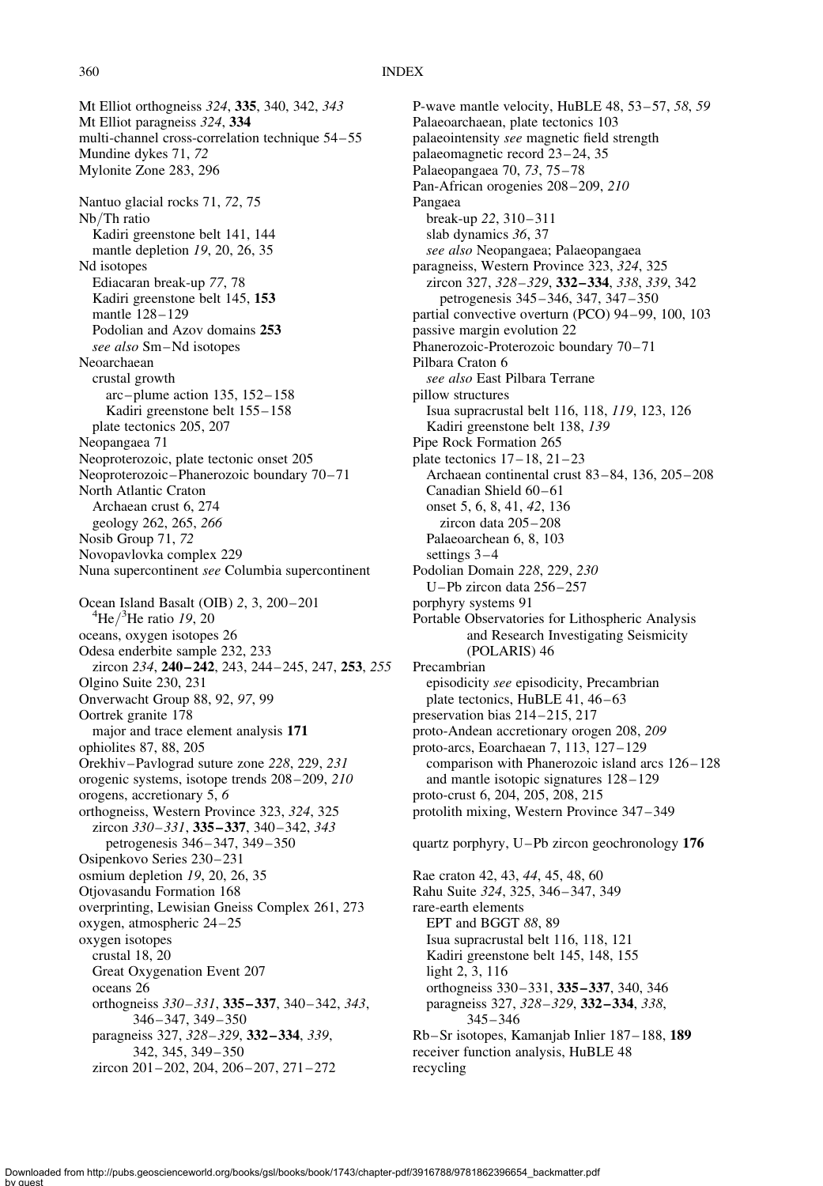Mt Elliot orthogneiss *324*, **335**, 340, 342, *343*
Mt Elliot paragneiss *324*, **334**
multi-channel cross-correlation technique 54–55
Mundine dykes 71, *72*
Mylonite Zone 283, 296

Nantuo glacial rocks 71, *72*, 75
Nb/Th ratio
  Kadiri greenstone belt 141, 144
  mantle depletion *19*, 20, 26, 35
Nd isotopes
  Ediacaran break-up *77*, 78
  Kadiri greenstone belt 145, **153**
  mantle 128–129
  Podolian and Azov domains **253**
  *see also* Sm–Nd isotopes
Neoarchaean
  crustal growth
    arc–plume action 135, 152–158
    Kadiri greenstone belt 155–158
  plate tectonics 205, 207
Neopangaea 71
Neoproterozoic, plate tectonic onset 205
Neoproterozoic–Phanerozoic boundary 70–71
North Atlantic Craton
  Archaean crust 6, 274
  geology 262, 265, *266*
Nosib Group 71, *72*
Novopavlovka complex 229
Nuna supercontinent *see* Columbia supercontinent

Ocean Island Basalt (OIB) *2*, 3, 200–201
  $^{4}He/^{3}He$ ratio *19*, 20
oceans, oxygen isotopes 26
Odesa enderbite sample 232, 233
  zircon *234*, **240–242**, 243, 244–245, 247, **253**, *255*
Olgino Suite 230, 231
Onverwacht Group 88, 92, *97*, 99
Oortrek granite 178
  major and trace element analysis **171**
ophiolites 87, 88, 205
Orekhiv–Pavlograd suture zone *228*, 229, *231*
orogenic systems, isotope trends 208–209, *210*
orogens, accretionary 5, *6*
orthogneiss, Western Province 323, *324*, 325
  zircon *330–331*, **335–337**, 340–342, *343*
    petrogenesis 346–347, 349–350
Osipenkovo Series 230–231
osmium depletion *19*, 20, 26, 35
Otjovasandu Formation 168
overprinting, Lewisian Gneiss Complex 261, 273
oxygen, atmospheric 24–25
oxygen isotopes
  crustal 18, 20
  Great Oxygenation Event 207
  oceans 26
  orthogneiss *330–331*, **335–337**, 340–342, *343*, 346–347, 349–350
  paragneiss 327, *328–329*, **332–334**, *339*, 342, 345, 349–350
  zircon 201–202, 204, 206–207, 271–272

P-wave mantle velocity, HuBLE 48, 53–57, *58*, *59*
Palaeoarchaean, plate tectonics 103
palaeointensity *see* magnetic field strength
palaeomagnetic record 23–24, 35
Palaeopangaea 70, *73*, 75–78
Pan-African orogenies 208–209, *210*
Pangaea
  break-up *22*, 310–311
  slab dynamics *36*, 37
  *see also* Neopangaea; Palaeopangaea
paragneiss, Western Province 323, *324*, 325
  zircon 327, *328–329*, **332–334**, *338*, *339*, 342
    petrogenesis 345–346, 347, 347–350
partial convective overturn (PCO) 94–99, 100, 103
passive margin evolution 22
Phanerozoic-Proterozoic boundary 70–71
Pilbara Craton 6
  *see also* East Pilbara Terrane
pillow structures
  Isua supracrustal belt 116, 118, *119*, 123, 126
  Kadiri greenstone belt 138, *139*
Pipe Rock Formation 265
plate tectonics 17–18, 21–23
  Archaean continental crust 83–84, 136, 205–208
  Canadian Shield 60–61
  onset 5, 6, 8, 41, *42*, 136
    zircon data 205–208
  Palaeoarchean 6, 8, 103
  settings 3–4
Podolian Domain *228*, 229, *230*
  U–Pb zircon data 256–257
porphyry systems 91
Portable Observatories for Lithospheric Analysis and Research Investigating Seismicity (POLARIS) 46
Precambrian
  episodicity *see* episodicity, Precambrian
  plate tectonics, HuBLE 41, 46–63
preservation bias 214–215, 217
proto-Andean accretionary orogen 208, *209*
proto-arcs, Eoarchaean 7, 113, 127–129
  comparison with Phanerozoic island arcs 126–128
  and mantle isotopic signatures 128–129
proto-crust 6, 204, 205, 208, 215
protolith mixing, Western Province 347–349

quartz porphyry, U–Pb zircon geochronology **176**

Rae craton 42, 43, *44*, 45, 48, 60
Rahu Suite *324*, 325, 346–347, 349
rare-earth elements
  EPT and BGGT *88*, 89
  Isua supracrustal belt 116, 118, 121
  Kadiri greenstone belt 145, 148, 155
  light 2, 3, 116
  orthogneiss 330–331, **335–337**, 340, 346
  paragneiss 327, *328–329*, **332–334**, *338*, 345–346
Rb–Sr isotopes, Kamanjab Inlier 187–188, **189**
receiver function analysis, HuBLE 48
recycling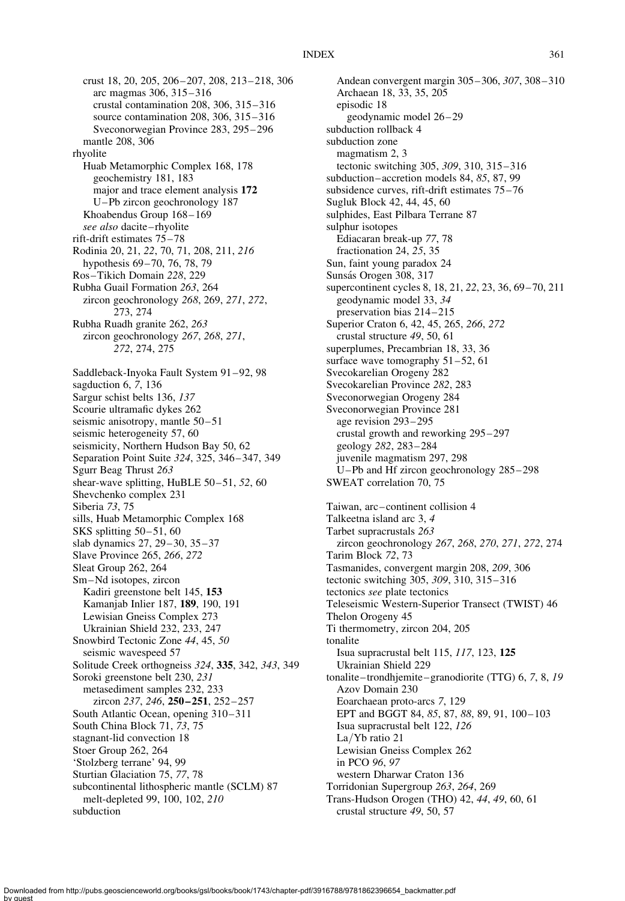crust 18, 20, 205, 206–207, 208, 213–218, 306
    arc magmas 306, 315–316
    crustal contamination 208, 306, 315–316
    source contamination 208, 306, 315–316
    Sveconorwegian Province 283, 295–296
  mantle 208, 306
rhyolite
  Huab Metamorphic Complex 168, 178
    geochemistry 181, 183
    major and trace element analysis **172**
    U–Pb zircon geochronology 187
  Khoabendus Group 168–169
  *see also* dacite–rhyolite
rift-drift estimates 75–78
Rodinia 20, 21, *22*, 70, 71, 208, 211, *216*
  hypothesis 69–70, 76, 78, 79
Ros–Tikich Domain *228*, 229
Rubha Guail Formation *263*, 264
  zircon geochronology *268*, 269, *271*, *272*, 273, 274
Rubha Ruadh granite 262, *263*
  zircon geochronology *267*, *268*, *271*, *272*, 274, 275

Saddleback-Inyoka Fault System 91–92, 98
sagduction 6, *7*, 136
Sargur schist belts 136, *137*
Scourie ultramafic dykes 262
seismic anisotropy, mantle 50–51
seismic heterogeneity 57, 60
seismicity, Northern Hudson Bay 50, 62
Separation Point Suite *324*, 325, 346–347, 349
Sgurr Beag Thrust *263*
shear-wave splitting, HuBLE 50–51, *52*, 60
Shevchenko complex 231
Siberia *73*, 75
sills, Huab Metamorphic Complex 168
SKS splitting 50–51, 60
slab dynamics 27, 29–30, 35–37
Slave Province 265, *266*, *272*
Sleat Group 262, 264
Sm–Nd isotopes, zircon
  Kadiri greenstone belt 145, **153**
  Kamanjab Inlier 187, **189**, 190, 191
  Lewisian Gneiss Complex 273
  Ukrainian Shield 232, 233, 247
Snowbird Tectonic Zone *44*, 45, *50*
  seismic wavespeed 57
Solitude Creek orthogneiss *324*, **335**, 342, *343*, 349
Soroki greenstone belt 230, *231*
  metasediment samples 232, 233
    zircon *237*, *246*, **250–251**, 252–257
South Atlantic Ocean, opening 310–311
South China Block 71, *73*, 75
stagnant-lid convection 18
Stoer Group 262, 264
'Stolzberg terrane' 94, 99
Sturtian Glaciation 75, *77*, 78
subcontinental lithospheric mantle (SCLM) 87
  melt-depleted 99, 100, 102, *210*
subduction
  Andean convergent margin 305–306, *307*, 308–310
  Archaean 18, 33, 35, 205
  episodic 18
    geodynamic model 26–29
subduction rollback 4
subduction zone
  magmatism 2, 3
  tectonic switching 305, *309*, 310, 315–316
subduction–accretion models 84, *85*, 87, 99
subsidence curves, rift-drift estimates 75–76
Sugluk Block 42, 44, 45, 60
sulphides, East Pilbara Terrane 87
sulphur isotopes
  Ediacaran break-up *77*, 78
  fractionation 24, *25*, 35
Sun, faint young paradox 24
Sunsás Orogen 308, 317
supercontinent cycles 8, 18, 21, *22*, 23, 36, 69–70, 211
  geodynamic model 33, *34*
  preservation bias 214–215
Superior Craton 6, 42, 45, 265, *266*, *272*
  crustal structure *49*, 50, 61
superplumes, Precambrian 18, 33, 36
surface wave tomography 51–52, 61
Svecokarelian Orogeny 282
Svecokarelian Province *282*, 283
Sveconorwegian Orogeny 284
Sveconorwegian Province 281
  age revision 293–295
  crustal growth and reworking 295–297
  geology *282*, 283–284
  juvenile magmatism 297, 298
  U–Pb and Hf zircon geochronology 285–298
SWEAT correlation 70, 75

Taiwan, arc–continent collision 4
Talkeetna island arc 3, *4*
Tarbet supracrustals *263*
  zircon geochronology *267*, *268*, *270*, *271*, *272*, 274
Tarim Block *72*, 73
Tasmanides, convergent margin 208, *209*, 306
tectonic switching 305, *309*, 310, 315–316
tectonics *see* plate tectonics
Teleseismic Western-Superior Transect (TWIST) 46
Thelon Orogeny 45
Ti thermometry, zircon 204, 205
tonalite
  Isua supracrustal belt 115, *117*, 123, **125**
  Ukrainian Shield 229
tonalite–trondhjemite–granodiorite (TTG) 6, *7*, 8, *19*
  Azov Domain 230
  Eoarchaean proto-arcs *7*, 129
  EPT and BGGT 84, *85*, 87, *88*, 89, 91, 100–103
  Isua supracrustal belt 122, *126*
  La/Yb ratio 21
  Lewisian Gneiss Complex 262
  in PCO *96*, *97*
  western Dharwar Craton 136
Torridonian Supergroup *263*, *264*, 269
Trans-Hudson Orogen (THO) 42, *44*, *49*, 60, 61
  crustal structure *49*, 50, 57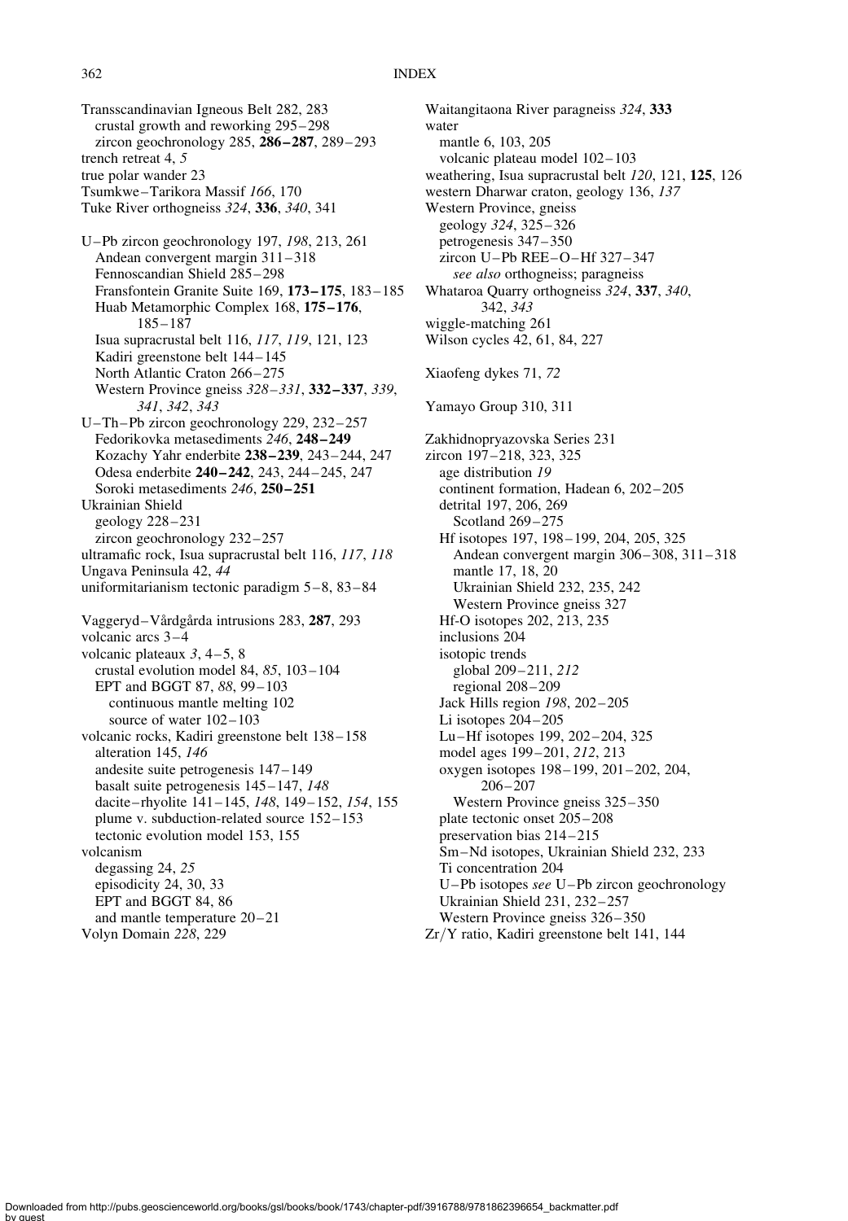Transscandinavian Igneous Belt 282, 283
  crustal growth and reworking 295–298
  zircon geochronology 285, **286–287**, 289–293
trench retreat 4, *5*
true polar wander 23
Tsumkwe–Tarikora Massif *166*, 170
Tuke River orthogneiss *324*, **336**, *340*, 341

U–Pb zircon geochronology 197, *198*, 213, 261
  Andean convergent margin 311–318
  Fennoscandian Shield 285–298
  Fransfontein Granite Suite 169, **173–175**, 183–185
  Huab Metamorphic Complex 168, **175–176**, 185–187
  Isua supracrustal belt 116, *117*, *119*, 121, 123
  Kadiri greenstone belt 144–145
  North Atlantic Craton 266–275
  Western Province gneiss *328–331*, **332–337**, *339*, *341*, *342*, *343*
U–Th–Pb zircon geochronology 229, 232–257
  Fedorikovka metasediments *246*, **248–249**
  Kozachy Yahr enderbite **238–239**, 243–244, 247
  Odesa enderbite **240–242**, 243, 244–245, 247
  Soroki metasediments *246*, **250–251**
Ukrainian Shield
  geology 228–231
  zircon geochronology 232–257
ultramafic rock, Isua supracrustal belt 116, *117*, *118*
Ungava Peninsula 42, *44*
uniformitarianism tectonic paradigm 5–8, 83–84

Vaggeryd–Vårdgårda intrusions 283, **287**, 293
volcanic arcs 3–4
volcanic plateaux *3*, 4–5, 8
  crustal evolution model 84, *85*, 103–104
  EPT and BGGT 87, *88*, 99–103
    continuous mantle melting 102
    source of water 102–103
volcanic rocks, Kadiri greenstone belt 138–158
  alteration 145, *146*
  andesite suite petrogenesis 147–149
  basalt suite petrogenesis 145–147, *148*
  dacite–rhyolite 141–145, *148*, 149–152, *154*, 155
  plume v. subduction-related source 152–153
  tectonic evolution model 153, 155
volcanism
  degassing 24, *25*
  episodicity 24, 30, 33
  EPT and BGGT 84, 86
  and mantle temperature 20–21
Volyn Domain *228*, 229

Waitangitaona River paragneiss *324*, **333**
water
  mantle 6, 103, 205
  volcanic plateau model 102–103
weathering, Isua supracrustal belt *120*, 121, **125**, 126
western Dharwar craton, geology 136, *137*
Western Province, gneiss
  geology *324*, 325–326
  petrogenesis 347–350
  zircon U–Pb REE–O–Hf 327–347
  *see also* orthogneiss; paragneiss
Whataroa Quarry orthogneiss *324*, **337**, *340*, 342, *343*
wiggle-matching 261
Wilson cycles 42, 61, 84, 227

Xiaofeng dykes 71, *72*

Yamayo Group 310, 311

Zakhidnopryazovska Series 231
zircon 197–218, 323, 325
  age distribution *19*
  continent formation, Hadean 6, 202–205
  detrital 197, 206, 269
    Scotland 269–275
  Hf isotopes 197, 198–199, 204, 205, 325
    Andean convergent margin 306–308, 311–318
    mantle 17, 18, 20
    Ukrainian Shield 232, 235, 242
    Western Province gneiss 327
  Hf-O isotopes 202, 213, 235
  inclusions 204
  isotopic trends
    global 209–211, *212*
    regional 208–209
  Jack Hills region *198*, 202–205
  Li isotopes 204–205
  Lu–Hf isotopes 199, 202–204, 325
  model ages 199–201, *212*, 213
  oxygen isotopes 198–199, 201–202, 204, 206–207
    Western Province gneiss 325–350
  plate tectonic onset 205–208
  preservation bias 214–215
  Sm–Nd isotopes, Ukrainian Shield 232, 233
  Ti concentration 204
  U–Pb isotopes *see* U–Pb zircon geochronology
  Ukrainian Shield 231, 232–257
  Western Province gneiss 326–350
Zr/Y ratio, Kadiri greenstone belt 141, 144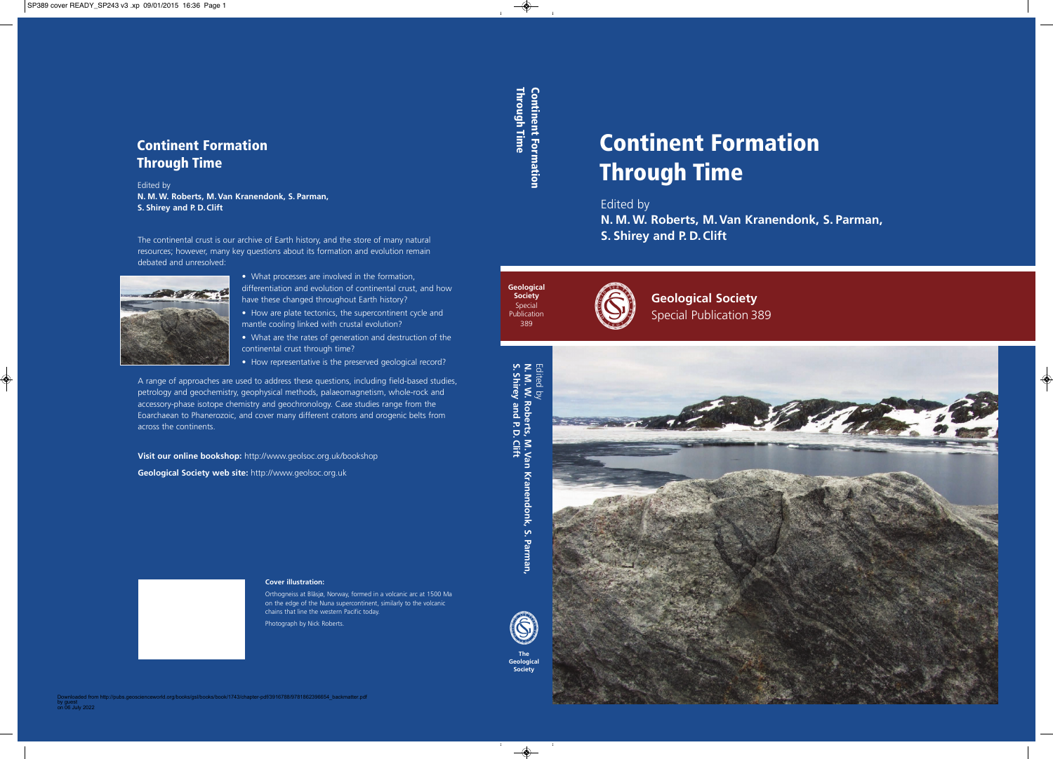# Continent Formation Through Time

Edited by
**N. M. W. Roberts, M. Van Kranendonk, S. Parman, S. Shirey and P. D. Clift**

The continental crust is our archive of Earth history, and the store of many natural resources; however, many key questions about its formation and evolution remain debated and unresolved:

- What processes are involved in the formation, differentiation and evolution of continental crust, and how have these changed throughout Earth history?
- How are plate tectonics, the supercontinent cycle and mantle cooling linked with crustal evolution?
- What are the rates of generation and destruction of the continental crust through time?
- How representative is the preserved geological record?

A range of approaches are used to address these questions, including field-based studies, petrology and geochemistry, geophysical methods, palaeomagnetism, whole-rock and accessory-phase isotope chemistry and geochronology. Case studies range from the Eoarchaean to Phanerozoic, and cover many different cratons and orogenic belts from across the continents.

**Visit our online bookshop:** http://www.geolsoc.org.uk/bookshop

**Geological Society web site:** http://www.geolsoc.org.uk

**Cover illustration:**

Orthogneiss at Blåsjø, Norway, formed in a volcanic arc at 1500 Ma on the edge of the Nuna supercontinent, similarly to the volcanic chains that line the western Pacific today.

Photograph by Nick Roberts.

**Continent Formation Through Time**

Edited by **N. M. W. Roberts, M. Van Kranendonk, S. Parman, S. Shirey and P. D. Clift**

**Geological Society** Special Publication 389

**The Geological Society**

# Continent Formation Through Time

Edited by
**N. M. W. Roberts, M. Van Kranendonk, S. Parman, S. Shirey and P. D. Clift**

**Geological Society**
Special Publication 389